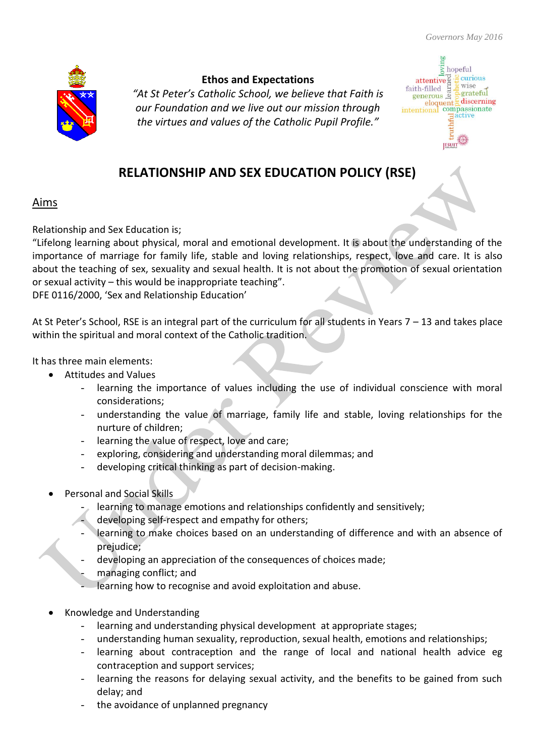**Ethos and Expectations**

*"At St Peter's Catholic School, we believe that Faith is our Foundation and we live out our mission through the virtues and values of the Catholic Pupil Profile."*

# RELATIONSHIP AND SEX EDUCATION POLICY (RSE)

## Aims

Relationship and Sex Education is;

"Lifelong learning about physical, moral and emotional development. It is about the understanding of the importance of marriage for family life, stable and loving relationships, respect, love and care. It is also about the teaching of sex, sexuality and sexual health. It is not about the promotion of sexual orientation or sexual activity – this would be inappropriate teaching".

DFE 0116/2000, 'Sex and Relationship Education'

At St Peter's School, RSE is an integral part of the curriculum for all students in Years 7 – 13 and takes place within the spiritual and moral context of the Catholic tradition.

It has three main elements:

- Attitudes and Values
  - learning the importance of values including the use of individual conscience with moral considerations;
  - understanding the value of marriage, family life and stable, loving relationships for the nurture of children;
  - learning the value of respect, love and care;
  - exploring, considering and understanding moral dilemmas; and
  - developing critical thinking as part of decision-making.
- Personal and Social Skills
  - learning to manage emotions and relationships confidently and sensitively;
  - developing self-respect and empathy for others;
  - learning to make choices based on an understanding of difference and with an absence of prejudice;
  - developing an appreciation of the consequences of choices made;
  - managing conflict; and
  - learning how to recognise and avoid exploitation and abuse.
- Knowledge and Understanding
  - learning and understanding physical development at appropriate stages;
  - understanding human sexuality, reproduction, sexual health, emotions and relationships;
  - learning about contraception and the range of local and national health advice eg contraception and support services;
  - learning the reasons for delaying sexual activity, and the benefits to be gained from such delay; and
  - the avoidance of unplanned pregnancy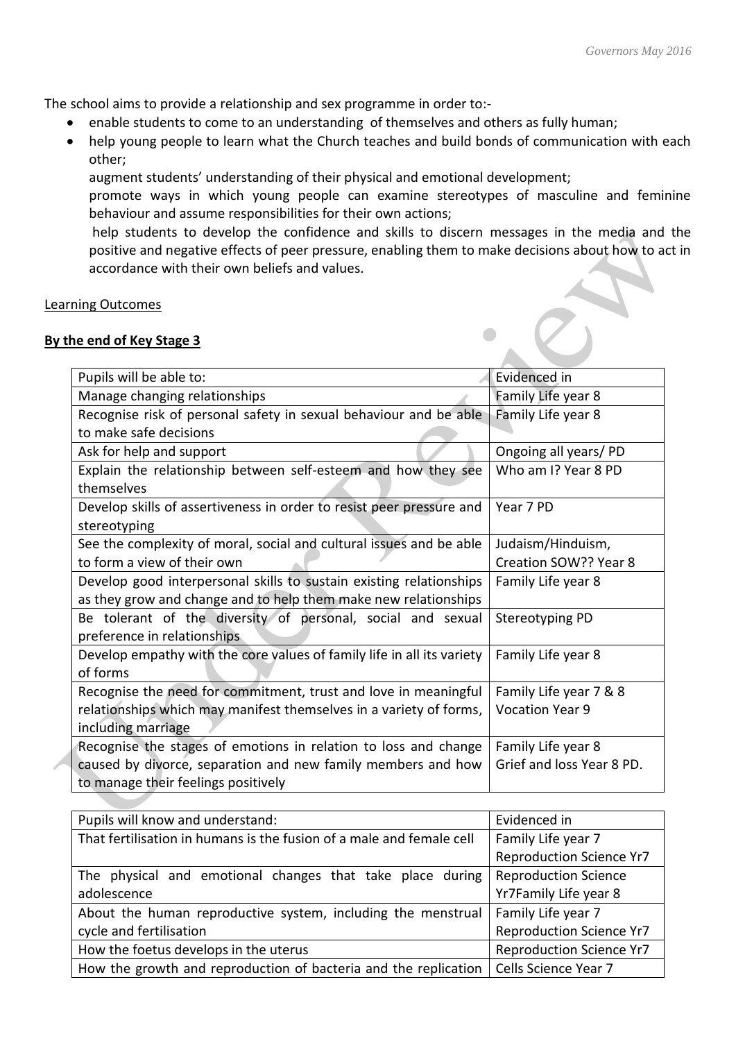The school aims to provide a relationship and sex programme in order to:-

- enable students to come to an understanding of themselves and others as fully human;
- help young people to learn what the Church teaches and build bonds of communication with each other;

  augment students' understanding of their physical and emotional development;

  promote ways in which young people can examine stereotypes of masculine and feminine behaviour and assume responsibilities for their own actions;

  help students to develop the confidence and skills to discern messages in the media and the positive and negative effects of peer pressure, enabling them to make decisions about how to act in accordance with their own beliefs and values.

Learning Outcomes

**By the end of Key Stage 3**

| Pupils will be able to: | Evidenced in |
|---|---|
| Manage changing relationships | Family Life year 8 |
| Recognise risk of personal safety in sexual behaviour and be able to make safe decisions | Family Life year 8 |
| Ask for help and support | Ongoing all years/ PD |
| Explain the relationship between self-esteem and how they see themselves | Who am I? Year 8 PD |
| Develop skills of assertiveness in order to resist peer pressure and stereotyping | Year 7 PD |
| See the complexity of moral, social and cultural issues and be able to form a view of their own | Judaism/Hinduism, Creation SOW?? Year 8 |
| Develop good interpersonal skills to sustain existing relationships as they grow and change and to help them make new relationships | Family Life year 8 |
| Be tolerant of the diversity of personal, social and sexual preference in relationships | Stereotyping PD |
| Develop empathy with the core values of family life in all its variety of forms | Family Life year 8 |
| Recognise the need for commitment, trust and love in meaningful relationships which may manifest themselves in a variety of forms, including marriage | Family Life year 7 & 8<br>Vocation Year 9 |
| Recognise the stages of emotions in relation to loss and change caused by divorce, separation and new family members and how to manage their feelings positively | Family Life year 8<br>Grief and loss Year 8 PD. |

| Pupils will know and understand: | Evidenced in |
|---|---|
| That fertilisation in humans is the fusion of a male and female cell | Family Life year 7<br>Reproduction Science Yr7 |
| The physical and emotional changes that take place during adolescence | Reproduction Science Yr7Family Life year 8 |
| About the human reproductive system, including the menstrual cycle and fertilisation | Family Life year 7<br>Reproduction Science Yr7 |
| How the foetus develops in the uterus | Reproduction Science Yr7 |
| How the growth and reproduction of bacteria and the replication | Cells Science Year 7 |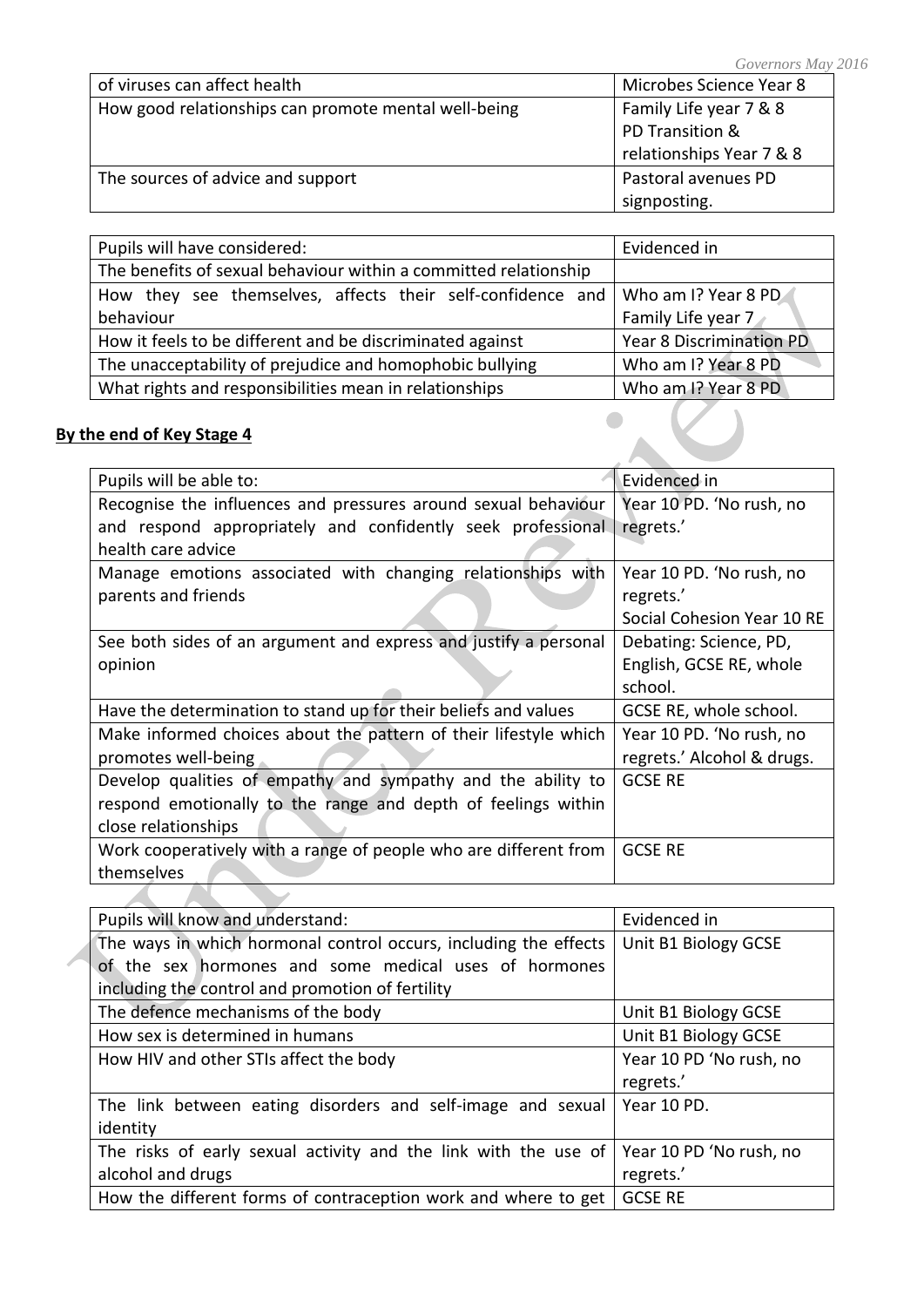| of viruses can affect health | Microbes Science Year 8 |
|---|---|
| How good relationships can promote mental well-being | Family Life year 7 & 8 PD Transition & relationships Year 7 & 8 |
| The sources of advice and support | Pastoral avenues PD signposting. |

| Pupils will have considered: | Evidenced in |
|---|---|
| The benefits of sexual behaviour within a committed relationship | |
| How they see themselves, affects their self-confidence and behaviour | Who am I? Year 8 PD Family Life year 7 |
| How it feels to be different and be discriminated against | Year 8 Discrimination PD |
| The unacceptability of prejudice and homophobic bullying | Who am I? Year 8 PD |
| What rights and responsibilities mean in relationships | Who am I? Year 8 PD |

**By the end of Key Stage 4**

| Pupils will be able to: | Evidenced in |
|---|---|
| Recognise the influences and pressures around sexual behaviour and respond appropriately and confidently seek professional health care advice | Year 10 PD. 'No rush, no regrets.' |
| Manage emotions associated with changing relationships with parents and friends | Year 10 PD. 'No rush, no regrets.' Social Cohesion Year 10 RE |
| See both sides of an argument and express and justify a personal opinion | Debating: Science, PD, English, GCSE RE, whole school. |
| Have the determination to stand up for their beliefs and values | GCSE RE, whole school. |
| Make informed choices about the pattern of their lifestyle which promotes well-being | Year 10 PD. 'No rush, no regrets.' Alcohol & drugs. |
| Develop qualities of empathy and sympathy and the ability to respond emotionally to the range and depth of feelings within close relationships | GCSE RE |
| Work cooperatively with a range of people who are different from themselves | GCSE RE |

| Pupils will know and understand: | Evidenced in |
|---|---|
| The ways in which hormonal control occurs, including the effects of the sex hormones and some medical uses of hormones including the control and promotion of fertility | Unit B1 Biology GCSE |
| The defence mechanisms of the body | Unit B1 Biology GCSE |
| How sex is determined in humans | Unit B1 Biology GCSE |
| How HIV and other STIs affect the body | Year 10 PD 'No rush, no regrets.' |
| The link between eating disorders and self-image and sexual identity | Year 10 PD. |
| The risks of early sexual activity and the link with the use of alcohol and drugs | Year 10 PD 'No rush, no regrets.' |
| How the different forms of contraception work and where to get | GCSE RE |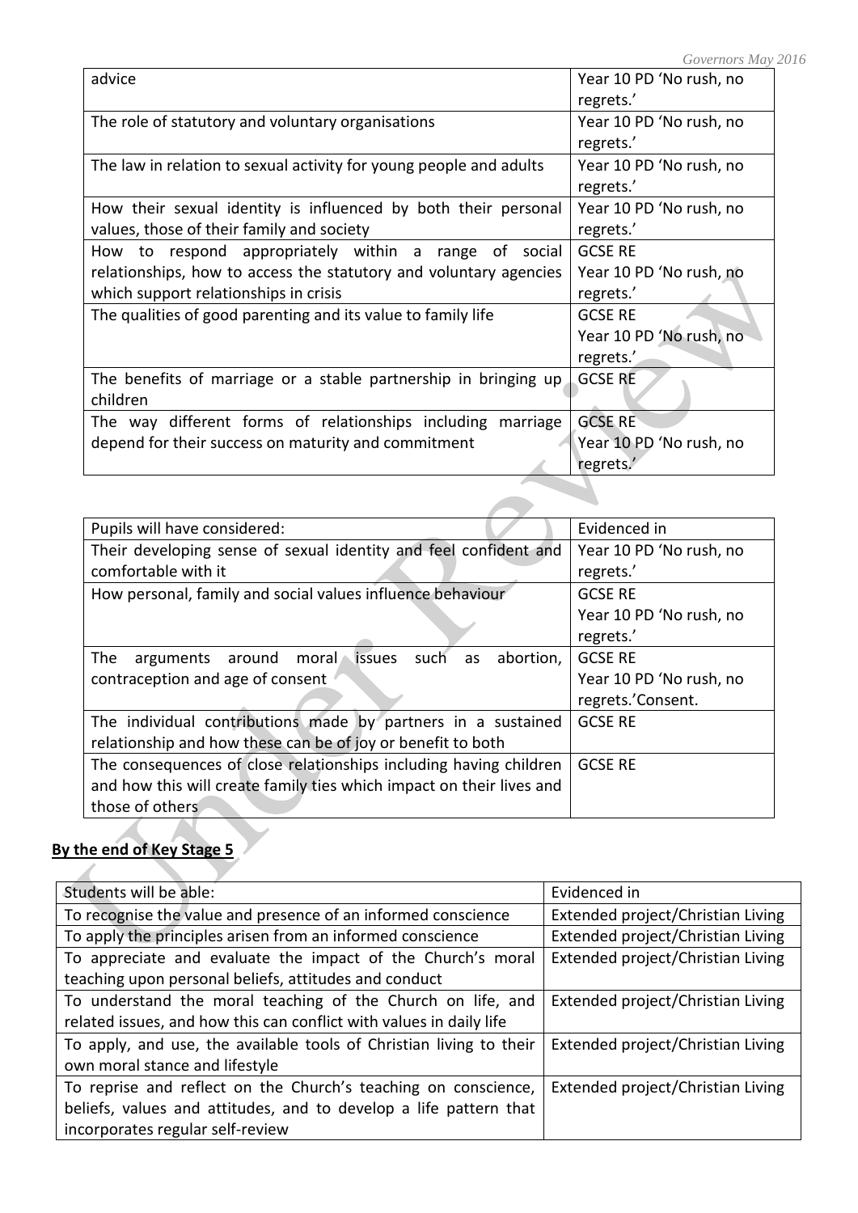| | |
|---|---|
| advice | Year 10 PD 'No rush, no regrets.' |
| The role of statutory and voluntary organisations | Year 10 PD 'No rush, no regrets.' |
| The law in relation to sexual activity for young people and adults | Year 10 PD 'No rush, no regrets.' |
| How their sexual identity is influenced by both their personal values, those of their family and society | Year 10 PD 'No rush, no regrets.' |
| How to respond appropriately within a range of social relationships, how to access the statutory and voluntary agencies which support relationships in crisis | GCSE RE<br>Year 10 PD 'No rush, no regrets.' |
| The qualities of good parenting and its value to family life | GCSE RE<br>Year 10 PD 'No rush, no regrets.' |
| The benefits of marriage or a stable partnership in bringing up children | GCSE RE |
| The way different forms of relationships including marriage depend for their success on maturity and commitment | GCSE RE<br>Year 10 PD 'No rush, no regrets.' |

| Pupils will have considered: | Evidenced in |
|---|---|
| Their developing sense of sexual identity and feel confident and comfortable with it | Year 10 PD 'No rush, no regrets.' |
| How personal, family and social values influence behaviour | GCSE RE<br>Year 10 PD 'No rush, no regrets.' |
| The arguments around moral issues such as abortion, contraception and age of consent | GCSE RE<br>Year 10 PD 'No rush, no regrets.'Consent. |
| The individual contributions made by partners in a sustained relationship and how these can be of joy or benefit to both | GCSE RE |
| The consequences of close relationships including having children and how this will create family ties which impact on their lives and those of others | GCSE RE |

**By the end of Key Stage 5**

| Students will be able: | Evidenced in |
|---|---|
| To recognise the value and presence of an informed conscience | Extended project/Christian Living |
| To apply the principles arisen from an informed conscience | Extended project/Christian Living |
| To appreciate and evaluate the impact of the Church's moral teaching upon personal beliefs, attitudes and conduct | Extended project/Christian Living |
| To understand the moral teaching of the Church on life, and related issues, and how this can conflict with values in daily life | Extended project/Christian Living |
| To apply, and use, the available tools of Christian living to their own moral stance and lifestyle | Extended project/Christian Living |
| To reprise and reflect on the Church's teaching on conscience, beliefs, values and attitudes, and to develop a life pattern that incorporates regular self-review | Extended project/Christian Living |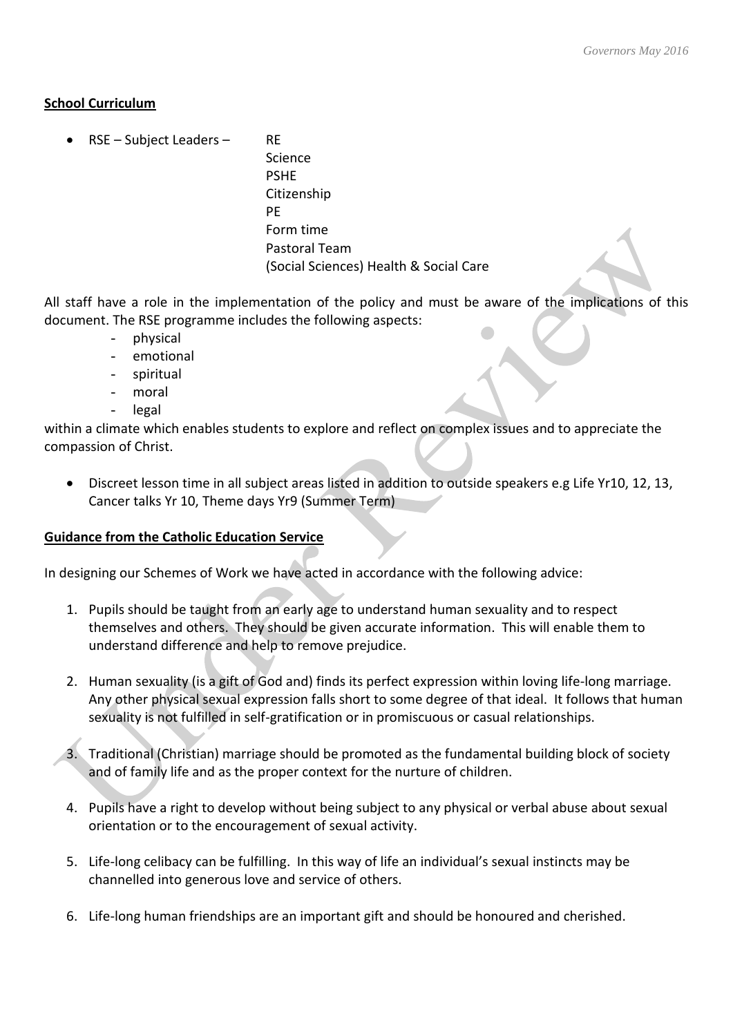**School Curriculum**

- RSE – Subject Leaders – RE
  Science
  PSHE
  Citizenship
  PE
  Form time
  Pastoral Team
  (Social Sciences) Health & Social Care

All staff have a role in the implementation of the policy and must be aware of the implications of this document. The RSE programme includes the following aspects:

- physical
- emotional
- spiritual
- moral
- legal

within a climate which enables students to explore and reflect on complex issues and to appreciate the compassion of Christ.

- Discreet lesson time in all subject areas listed in addition to outside speakers e.g Life Yr10, 12, 13, Cancer talks Yr 10, Theme days Yr9 (Summer Term)

**Guidance from the Catholic Education Service**

In designing our Schemes of Work we have acted in accordance with the following advice:

1. Pupils should be taught from an early age to understand human sexuality and to respect themselves and others. They should be given accurate information. This will enable them to understand difference and help to remove prejudice.

2. Human sexuality (is a gift of God and) finds its perfect expression within loving life-long marriage. Any other physical sexual expression falls short to some degree of that ideal. It follows that human sexuality is not fulfilled in self-gratification or in promiscuous or casual relationships.

3. Traditional (Christian) marriage should be promoted as the fundamental building block of society and of family life and as the proper context for the nurture of children.

4. Pupils have a right to develop without being subject to any physical or verbal abuse about sexual orientation or to the encouragement of sexual activity.

5. Life-long celibacy can be fulfilling. In this way of life an individual's sexual instincts may be channelled into generous love and service of others.

6. Life-long human friendships are an important gift and should be honoured and cherished.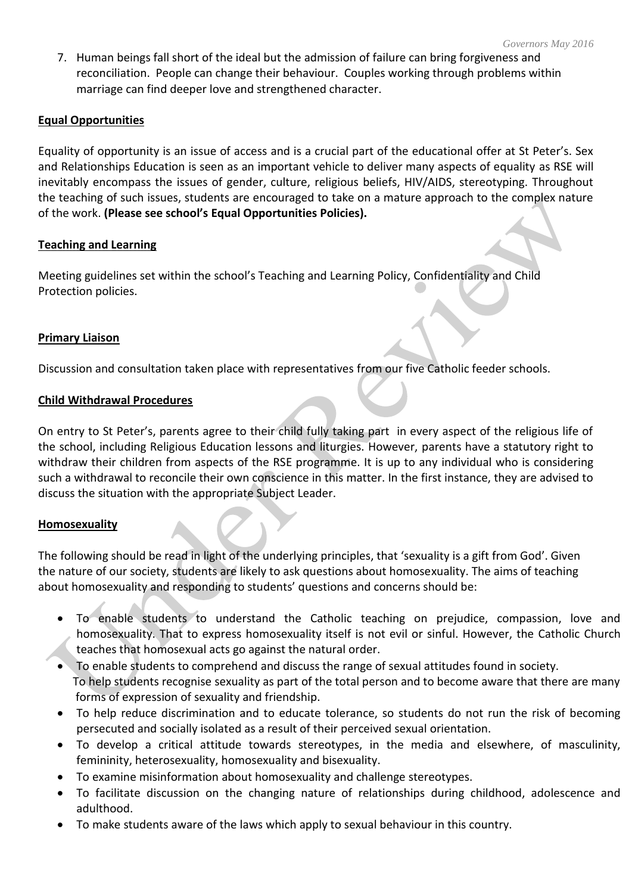7. Human beings fall short of the ideal but the admission of failure can bring forgiveness and reconciliation. People can change their behaviour. Couples working through problems within marriage can find deeper love and strengthened character.

## Equal Opportunities

Equality of opportunity is an issue of access and is a crucial part of the educational offer at St Peter's. Sex and Relationships Education is seen as an important vehicle to deliver many aspects of equality as RSE will inevitably encompass the issues of gender, culture, religious beliefs, HIV/AIDS, stereotyping. Throughout the teaching of such issues, students are encouraged to take on a mature approach to the complex nature of the work. **(Please see school's Equal Opportunities Policies).**

## Teaching and Learning

Meeting guidelines set within the school's Teaching and Learning Policy, Confidentiality and Child Protection policies.

## Primary Liaison

Discussion and consultation taken place with representatives from our five Catholic feeder schools.

## Child Withdrawal Procedures

On entry to St Peter's, parents agree to their child fully taking part in every aspect of the religious life of the school, including Religious Education lessons and liturgies. However, parents have a statutory right to withdraw their children from aspects of the RSE programme. It is up to any individual who is considering such a withdrawal to reconcile their own conscience in this matter. In the first instance, they are advised to discuss the situation with the appropriate Subject Leader.

## Homosexuality

The following should be read in light of the underlying principles, that 'sexuality is a gift from God'. Given the nature of our society, students are likely to ask questions about homosexuality. The aims of teaching about homosexuality and responding to students' questions and concerns should be:

- To enable students to understand the Catholic teaching on prejudice, compassion, love and homosexuality. That to express homosexuality itself is not evil or sinful. However, the Catholic Church teaches that homosexual acts go against the natural order.
- To enable students to comprehend and discuss the range of sexual attitudes found in society. To help students recognise sexuality as part of the total person and to become aware that there are many forms of expression of sexuality and friendship.
- To help reduce discrimination and to educate tolerance, so students do not run the risk of becoming persecuted and socially isolated as a result of their perceived sexual orientation.
- To develop a critical attitude towards stereotypes, in the media and elsewhere, of masculinity, femininity, heterosexuality, homosexuality and bisexuality.
- To examine misinformation about homosexuality and challenge stereotypes.
- To facilitate discussion on the changing nature of relationships during childhood, adolescence and adulthood.
- To make students aware of the laws which apply to sexual behaviour in this country.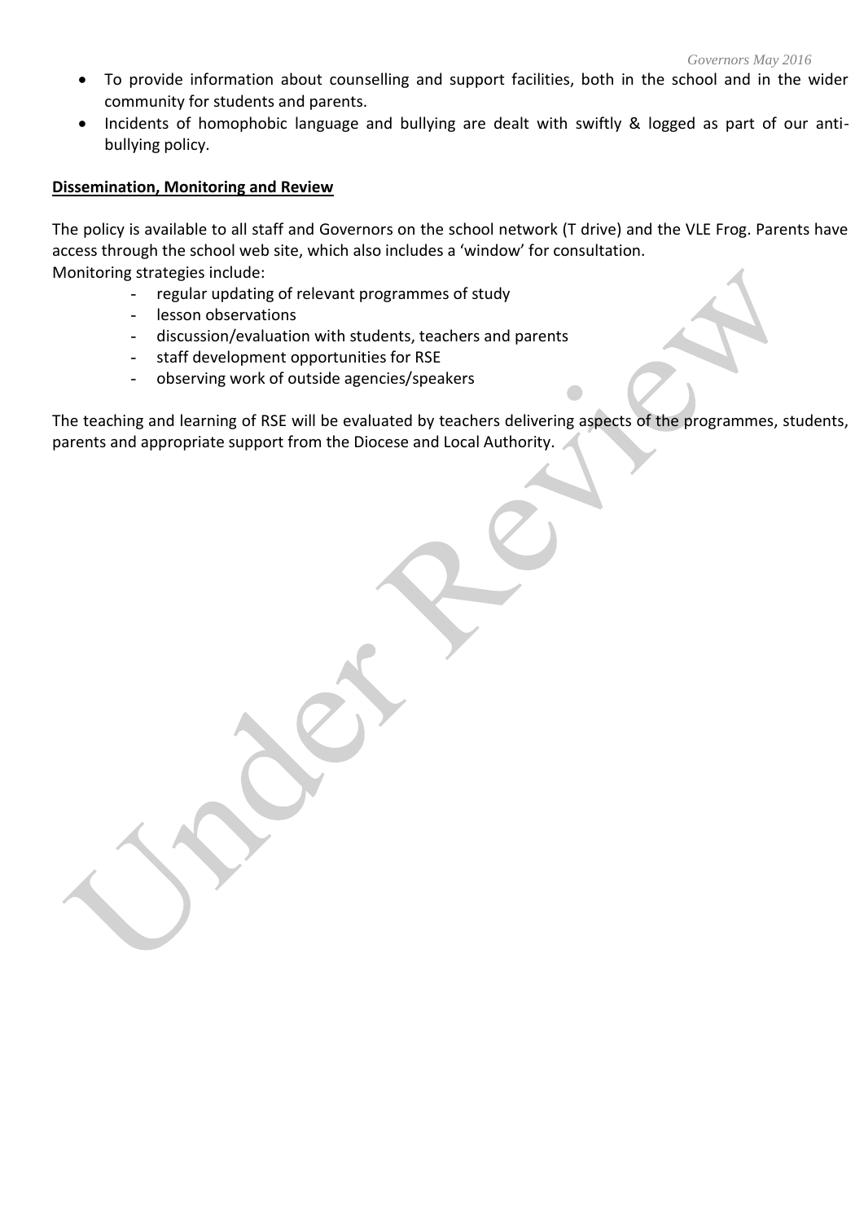- To provide information about counselling and support facilities, both in the school and in the wider community for students and parents.
- Incidents of homophobic language and bullying are dealt with swiftly & logged as part of our anti-bullying policy.

**Dissemination, Monitoring and Review**

The policy is available to all staff and Governors on the school network (T drive) and the VLE Frog. Parents have access through the school web site, which also includes a 'window' for consultation.
Monitoring strategies include:

- regular updating of relevant programmes of study
- lesson observations
- discussion/evaluation with students, teachers and parents
- staff development opportunities for RSE
- observing work of outside agencies/speakers

The teaching and learning of RSE will be evaluated by teachers delivering aspects of the programmes, students, parents and appropriate support from the Diocese and Local Authority.